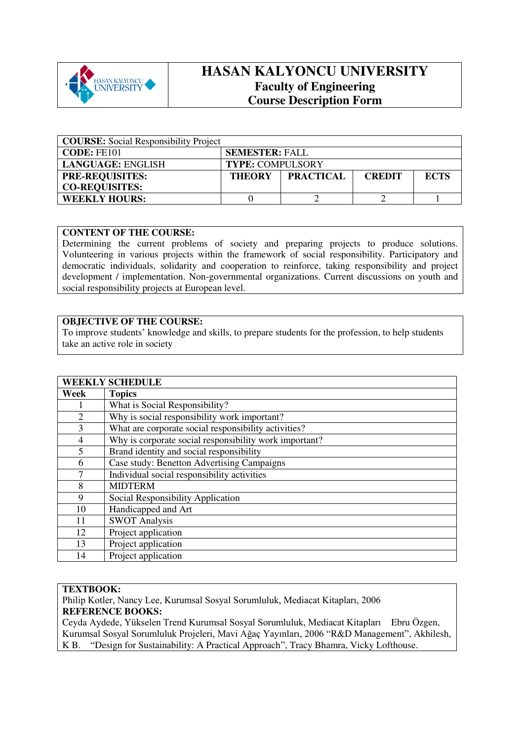# HASAN KALYONCU UNIVERSITY

## Faculty of Engineering

## Course Description Form

| **COURSE:** Social Responsibility Project | | | | |
|---|---|---|---|---|
| **CODE:** FE101 | **SEMESTER:** FALL | | | |
| **LANGUAGE:** ENGLISH | **TYPE:** COMPULSORY | | | |
| **PRE-REQUISITES:** **CO-REQUISITES:** | **THEORY** | **PRACTICAL** | **CREDIT** | **ECTS** |
| **WEEKLY HOURS:** | 0 | 2 | 2 | 1 |

**CONTENT OF THE COURSE:**
Determining the current problems of society and preparing projects to produce solutions. Volunteering in various projects within the framework of social responsibility. Participatory and democratic individuals, solidarity and cooperation to reinforce, taking responsibility and project development / implementation. Non-governmental organizations. Current discussions on youth and social responsibility projects at European level.

**OBJECTIVE OF THE COURSE:**
To improve students' knowledge and skills, to prepare students for the profession, to help students take an active role in society

**WEEKLY SCHEDULE**

| Week | Topics |
|---|---|
| 1 | What is Social Responsibility? |
| 2 | Why is social responsibility work important? |
| 3 | What are corporate social responsibility activities? |
| 4 | Why is corporate social responsibility work important? |
| 5 | Brand identity and social responsibility |
| 6 | Case study: Benetton Advertising Campaigns |
| 7 | Individual social responsibility activities |
| 8 | MIDTERM |
| 9 | Social Responsibility Application |
| 10 | Handicapped and Art |
| 11 | SWOT Analysis |
| 12 | Project application |
| 13 | Project application |
| 14 | Project application |

**TEXTBOOK:**
Philip Kotler, Nancy Lee, Kurumsal Sosyal Sorumluluk, Mediacat Kitapları, 2006
**REFERENCE BOOKS:**
Ceyda Aydede, Yükselen Trend Kurumsal Sosyal Sorumluluk, Mediacat Kitapları Ebru Özgen, Kurumsal Sosyal Sorumluluk Projeleri, Mavi Ağaç Yayınları, 2006 "R&D Management", Akhilesh, K B. "Design for Sustainability: A Practical Approach", Tracy Bhamra, Vicky Lofthouse.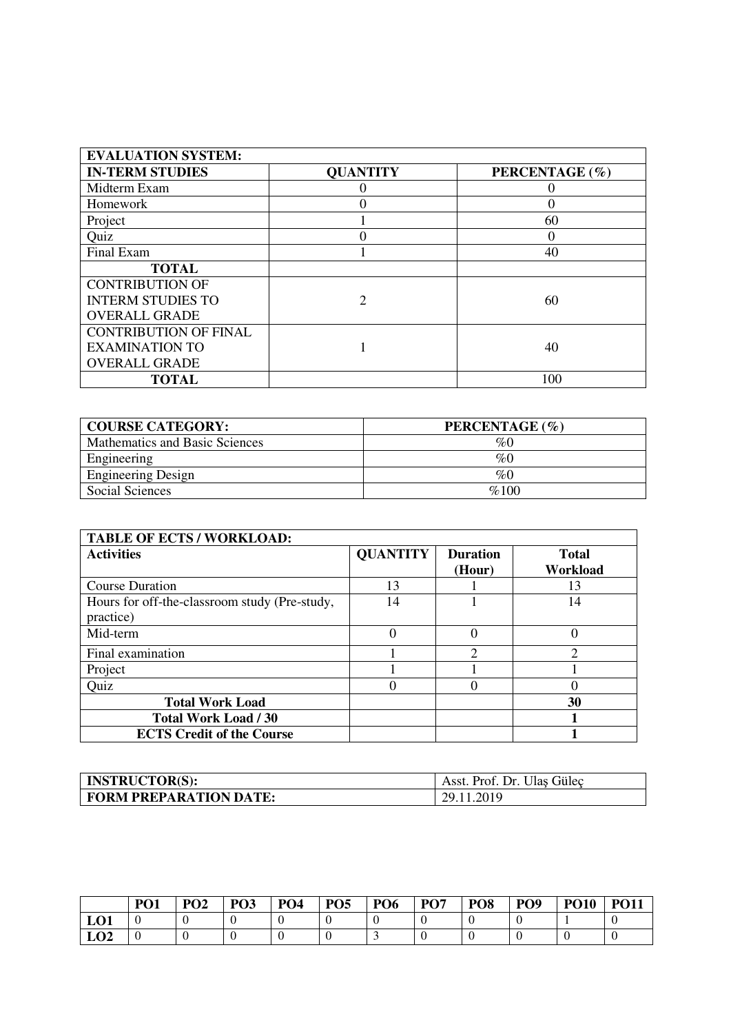| EVALUATION SYSTEM: | | |
|---|---|---|
| **IN-TERM STUDIES** | **QUANTITY** | **PERCENTAGE (%)** |
| Midterm Exam | 0 | 0 |
| Homework | 0 | 0 |
| Project | 1 | 60 |
| Quiz | 0 | 0 |
| Final Exam | 1 | 40 |
| **TOTAL** | | |
| CONTRIBUTION OF INTERM STUDIES TO OVERALL GRADE | 2 | 60 |
| CONTRIBUTION OF FINAL EXAMINATION TO OVERALL GRADE | 1 | 40 |
| **TOTAL** | | 100 |

| COURSE CATEGORY: | PERCENTAGE (%) |
|---|---|
| Mathematics and Basic Sciences | %0 |
| Engineering | %0 |
| Engineering Design | %0 |
| Social Sciences | %100 |

| TABLE OF ECTS / WORKLOAD: | | | |
|---|---|---|---|
| **Activities** | **QUANTITY** | **Duration (Hour)** | **Total Workload** |
| Course Duration | 13 | 1 | 13 |
| Hours for off-the-classroom study (Pre-study, practice) | 14 | 1 | 14 |
| Mid-term | 0 | 0 | 0 |
| Final examination | 1 | 2 | 2 |
| Project | 1 | 1 | 1 |
| Quiz | 0 | 0 | 0 |
| **Total Work Load** | | | **30** |
| **Total Work Load / 30** | | | **1** |
| **ECTS Credit of the Course** | | | **1** |

| INSTRUCTOR(S): | Asst. Prof. Dr. Ulaş Güleç |
|---|---|
| **FORM PREPARATION DATE:** | 29.11.2019 |

| | PO1 | PO2 | PO3 | PO4 | PO5 | PO6 | PO7 | PO8 | PO9 | PO10 | PO11 |
|---|---|---|---|---|---|---|---|---|---|---|---|
| **LO1** | 0 | 0 | 0 | 0 | 0 | 0 | 0 | 0 | 0 | 1 | 0 |
| **LO2** | 0 | 0 | 0 | 0 | 0 | 3 | 0 | 0 | 0 | 0 | 0 |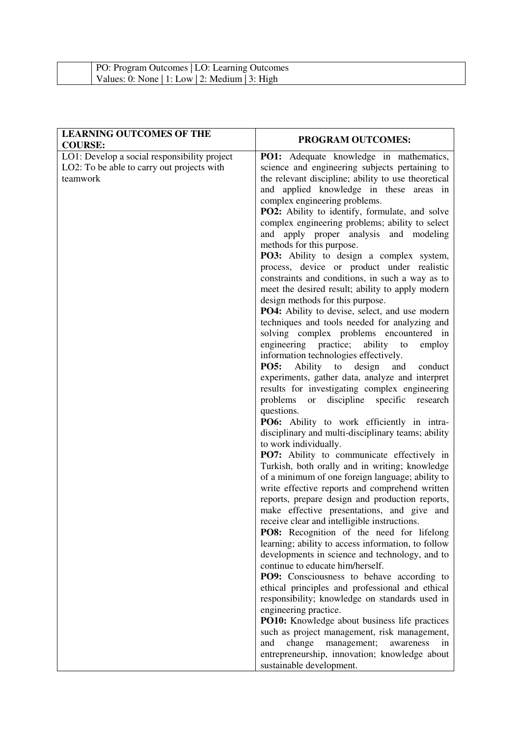| | PO: Program Outcomes \| LO: Learning Outcomes<br>Values: 0: None \| 1: Low \| 2: Medium \| 3: High |
|---|---|

| LEARNING OUTCOMES OF THE COURSE: | PROGRAM OUTCOMES: |
|---|---|
| LO1: Develop a social responsibility project<br>LO2: To be able to carry out projects with teamwork | **PO1:** Adequate knowledge in mathematics, science and engineering subjects pertaining to the relevant discipline; ability to use theoretical and applied knowledge in these areas in complex engineering problems.<br>**PO2:** Ability to identify, formulate, and solve complex engineering problems; ability to select and apply proper analysis and modeling methods for this purpose.<br>**PO3:** Ability to design a complex system, process, device or product under realistic constraints and conditions, in such a way as to meet the desired result; ability to apply modern design methods for this purpose.<br>**PO4:** Ability to devise, select, and use modern techniques and tools needed for analyzing and solving complex problems encountered in engineering practice; ability to employ information technologies effectively.<br>**PO5:** Ability to design and conduct experiments, gather data, analyze and interpret results for investigating complex engineering problems or discipline specific research questions.<br>**PO6:** Ability to work efficiently in intra-disciplinary and multi-disciplinary teams; ability to work individually.<br>**PO7:** Ability to communicate effectively in Turkish, both orally and in writing; knowledge of a minimum of one foreign language; ability to write effective reports and comprehend written reports, prepare design and production reports, make effective presentations, and give and receive clear and intelligible instructions.<br>**PO8:** Recognition of the need for lifelong learning; ability to access information, to follow developments in science and technology, and to continue to educate him/herself.<br>**PO9:** Consciousness to behave according to ethical principles and professional and ethical responsibility; knowledge on standards used in engineering practice.<br>**PO10:** Knowledge about business life practices such as project management, risk management, and change management; awareness in entrepreneurship, innovation; knowledge about sustainable development. |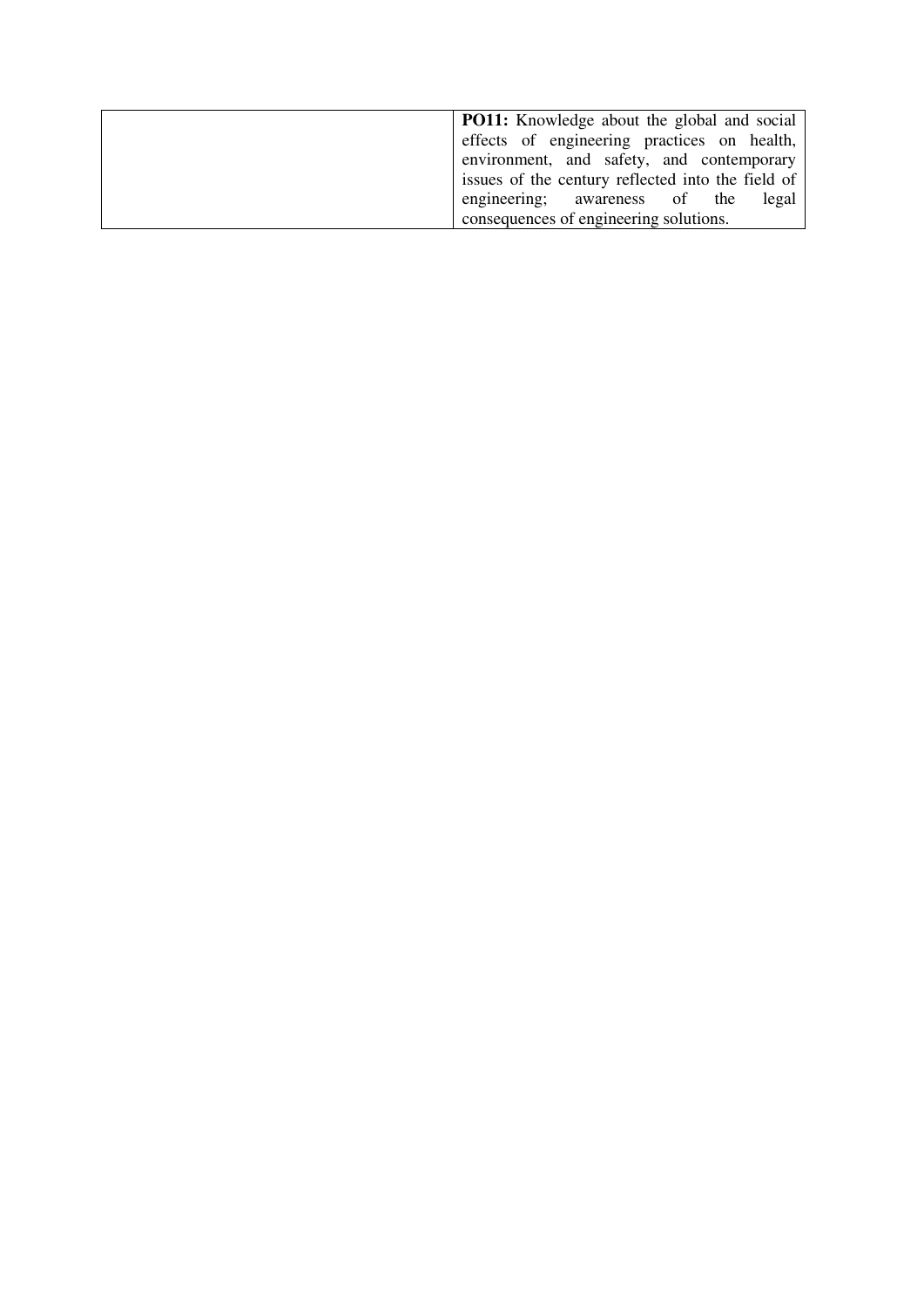| | |
|---|---|
| | **PO11:** Knowledge about the global and social effects of engineering practices on health, environment, and safety, and contemporary issues of the century reflected into the field of engineering; awareness of the legal consequences of engineering solutions. |